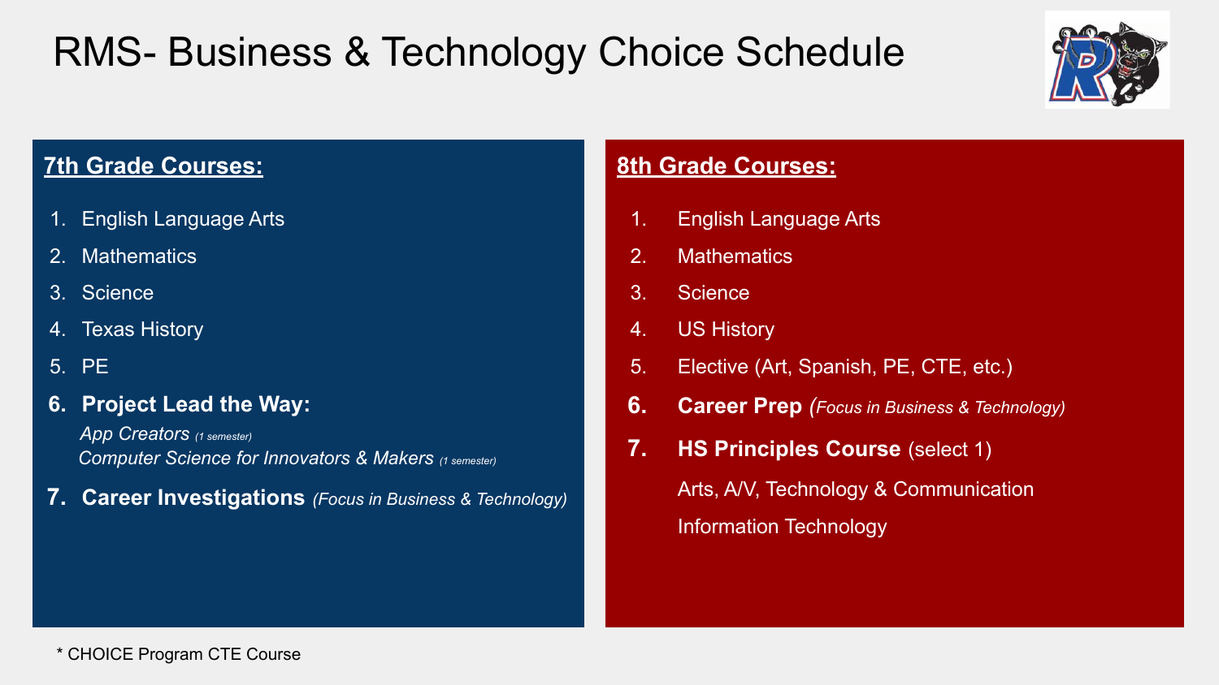# RMS- Business & Technology Choice Schedule

## 7th Grade Courses:

1. English Language Arts
2. Mathematics
3. Science
4. Texas History
5. PE
6. **Project Lead the Way:**
   *App Creators* *(1 semester)*
   *Computer Science for Innovators & Makers* *(1 semester)*
7. **Career Investigations** *(Focus in Business & Technology)*

## 8th Grade Courses:

1. English Language Arts
2. Mathematics
3. Science
4. US History
5. Elective (Art, Spanish, PE, CTE, etc.)
6. **Career Prep** *(Focus in Business & Technology)*
7. **HS Principles Course** (select 1)
   Arts, A/V, Technology & Communication
   Information Technology

* CHOICE Program CTE Course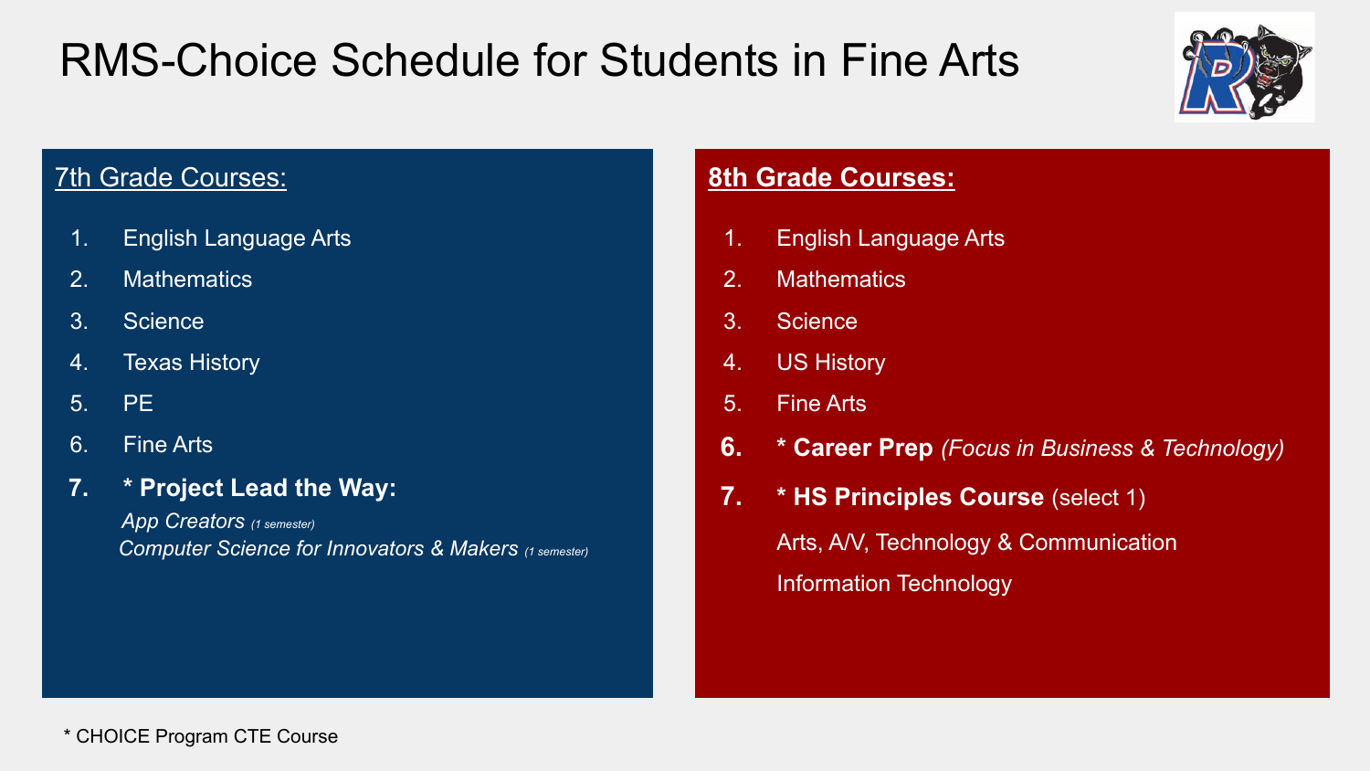# RMS-Choice Schedule for Students in Fine Arts

## 7th Grade Courses:

1. English Language Arts
2. Mathematics
3. Science
4. Texas History
5. PE
6. Fine Arts
7. **\* Project Lead the Way:**
   *App Creators (1 semester)*
   *Computer Science for Innovators & Makers (1 semester)*

## 8th Grade Courses:

1. English Language Arts
2. Mathematics
3. Science
4. US History
5. Fine Arts
6. **\* Career Prep** *(Focus in Business & Technology)*
7. **\* HS Principles Course** (select 1)
   Arts, A/V, Technology & Communication
   Information Technology

\* CHOICE Program CTE Course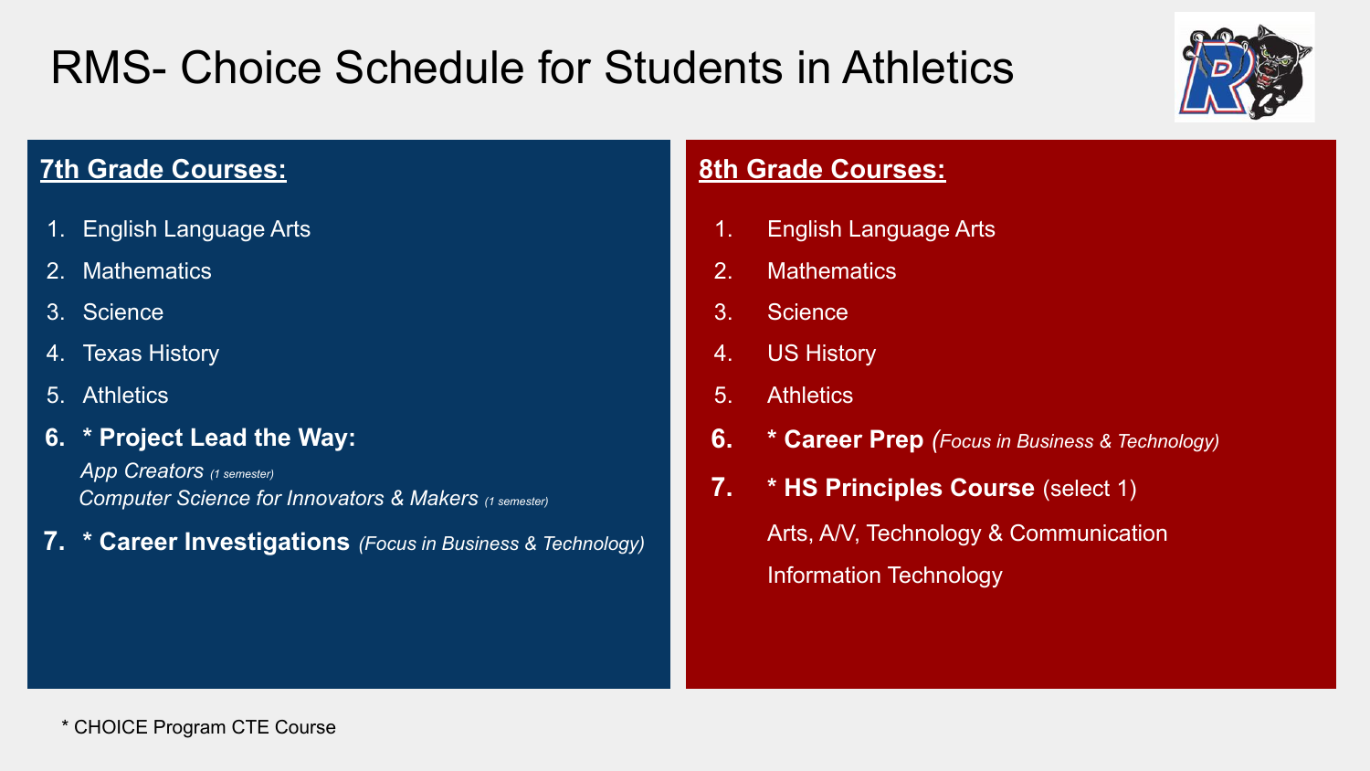# RMS- Choice Schedule for Students in Athletics

## 7th Grade Courses:

1. English Language Arts
2. Mathematics
3. Science
4. Texas History
5. Athletics
6. **\* Project Lead the Way:**
   *App Creators* *(1 semester)*
   *Computer Science for Innovators & Makers* *(1 semester)*
7. **\* Career Investigations** *(Focus in Business & Technology)*

## 8th Grade Courses:

1. English Language Arts
2. Mathematics
3. Science
4. US History
5. Athletics
6. **\* Career Prep** *(Focus in Business & Technology)*
7. **\* HS Principles Course** (select 1)
   Arts, A/V, Technology & Communication
   Information Technology

\* CHOICE Program CTE Course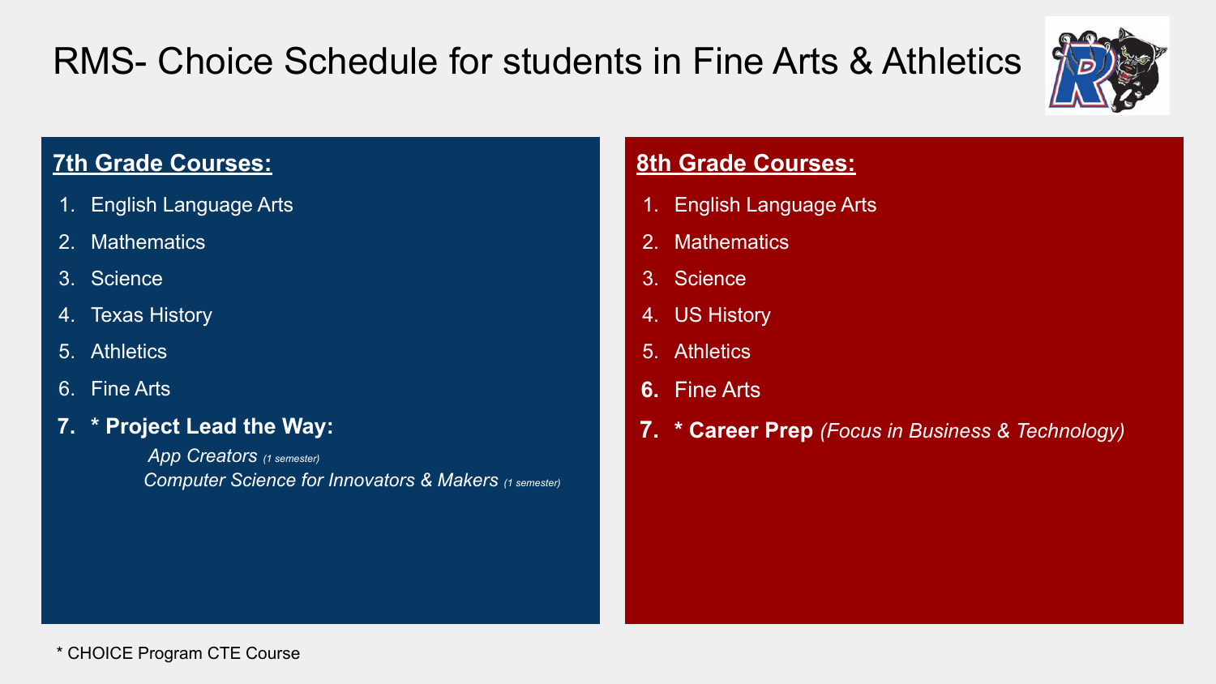# RMS- Choice Schedule for students in Fine Arts & Athletics

## 7th Grade Courses:

1. English Language Arts
2. Mathematics
3. Science
4. Texas History
5. Athletics
6. Fine Arts
7. **\* Project Lead the Way:**

   *App Creators* *(1 semester)*

   *Computer Science for Innovators & Makers* *(1 semester)*

## 8th Grade Courses:

1. English Language Arts
2. Mathematics
3. Science
4. US History
5. Athletics
6. Fine Arts
7. **\* Career Prep** *(Focus in Business & Technology)*

\* CHOICE Program CTE Course